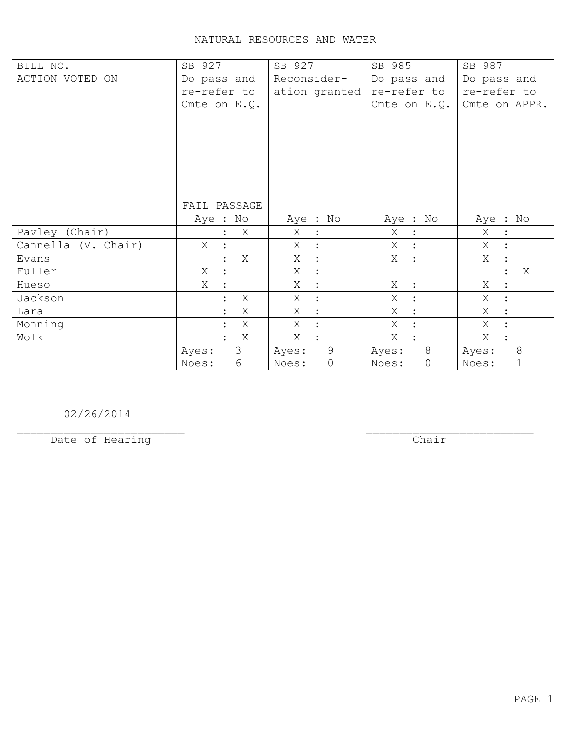# NATURAL RESOURCES AND WATER

| BILL NO. | SB 927 | SB 927 | SB 985 | SB 987 |
|---|---|---|---|---|
| ACTION VOTED ON | Do pass and re-refer to Cmte on E.Q. FAIL PASSAGE | Reconsider-ation granted | Do pass and re-refer to Cmte on E.Q. | Do pass and re-refer to Cmte on APPR. |
| | Aye : No | Aye : No | Aye : No | Aye : No |
| Pavley (Chair) | : X | X : | X : | X : |
| Cannella (V. Chair) | X : | X : | X : | X : |
| Evans | : X | X : | X : | X : |
| Fuller | X : | X : | | : X |
| Hueso | X : | X : | X : | X : |
| Jackson | : X | X : | X : | X : |
| Lara | : X | X : | X : | X : |
| Monning | : X | X : | X : | X : |
| Wolk | : X | X : | X : | X : |
| | Ayes: 3 Noes: 6 | Ayes: 9 Noes: 0 | Ayes: 8 Noes: 0 | Ayes: 8 Noes: 1 |

02/26/2014
________________________
Date of Hearing

________________________
Chair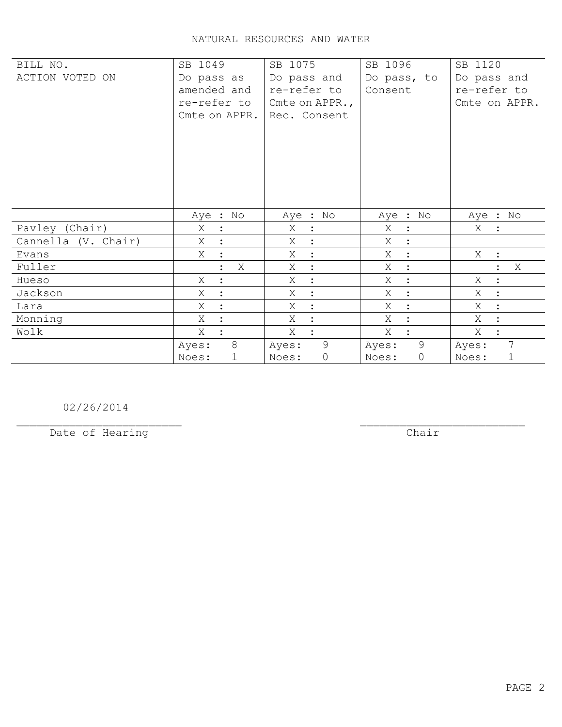# NATURAL RESOURCES AND WATER

| BILL NO. | SB 1049 | SB 1075 | SB 1096 | SB 1120 |
|---|---|---|---|---|
| ACTION VOTED ON | Do pass as amended and re-refer to Cmte on APPR. | Do pass and re-refer to Cmte on APPR., Rec. Consent | Do pass, to Consent | Do pass and re-refer to Cmte on APPR. |
| | Aye : No | Aye : No | Aye : No | Aye : No |
| Pavley (Chair) | X : | X : | X : | X : |
| Cannella (V. Chair) | X : | X : | X : | |
| Evans | X : | X : | X : | X : |
| Fuller | : X | X : | X : | : X |
| Hueso | X : | X : | X : | X : |
| Jackson | X : | X : | X : | X : |
| Lara | X : | X : | X : | X : |
| Monning | X : | X : | X : | X : |
| Wolk | X : | X : | X : | X : |
| | Ayes: 8<br>Noes: 1 | Ayes: 9<br>Noes: 0 | Ayes: 9<br>Noes: 0 | Ayes: 7<br>Noes: 1 |

02/26/2014

Date of Hearing

Chair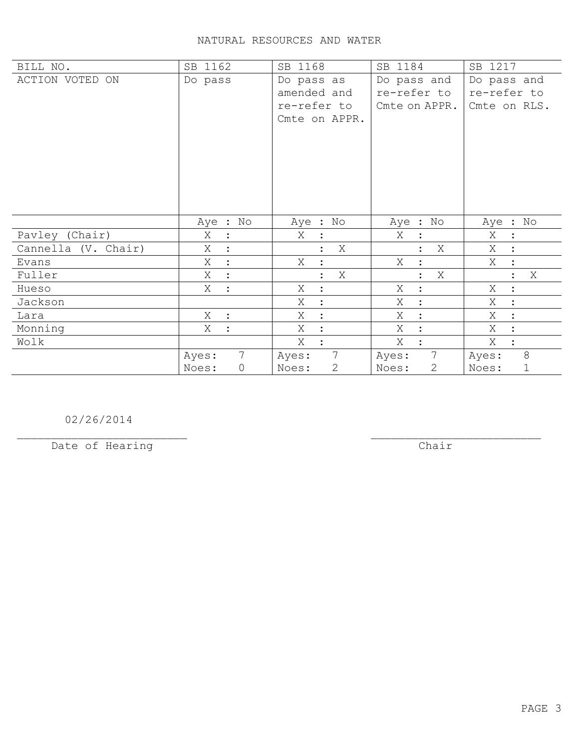# NATURAL RESOURCES AND WATER

| BILL NO. | SB 1162 | SB 1168 | SB 1184 | SB 1217 |
|---|---|---|---|---|
| ACTION VOTED ON | Do pass | Do pass as amended and re-refer to Cmte on APPR. | Do pass and re-refer to Cmte on APPR. | Do pass and re-refer to Cmte on RLS. |
| | Aye : No | Aye : No | Aye : No | Aye : No |
| Pavley (Chair) | X : | X : | X : | X : |
| Cannella (V. Chair) | X : | : X | : X | X : |
| Evans | X : | X : | X : | X : |
| Fuller | X : | : X | : X | : X |
| Hueso | X : | X : | X : | X : |
| Jackson | | X : | X : | X : |
| Lara | X : | X : | X : | X : |
| Monning | X : | X : | X : | X : |
| Wolk | | X : | X : | X : |
| | Ayes: 7 Noes: 0 | Ayes: 7 Noes: 2 | Ayes: 7 Noes: 2 | Ayes: 8 Noes: 1 |

02/26/2014

Date of Hearing

Chair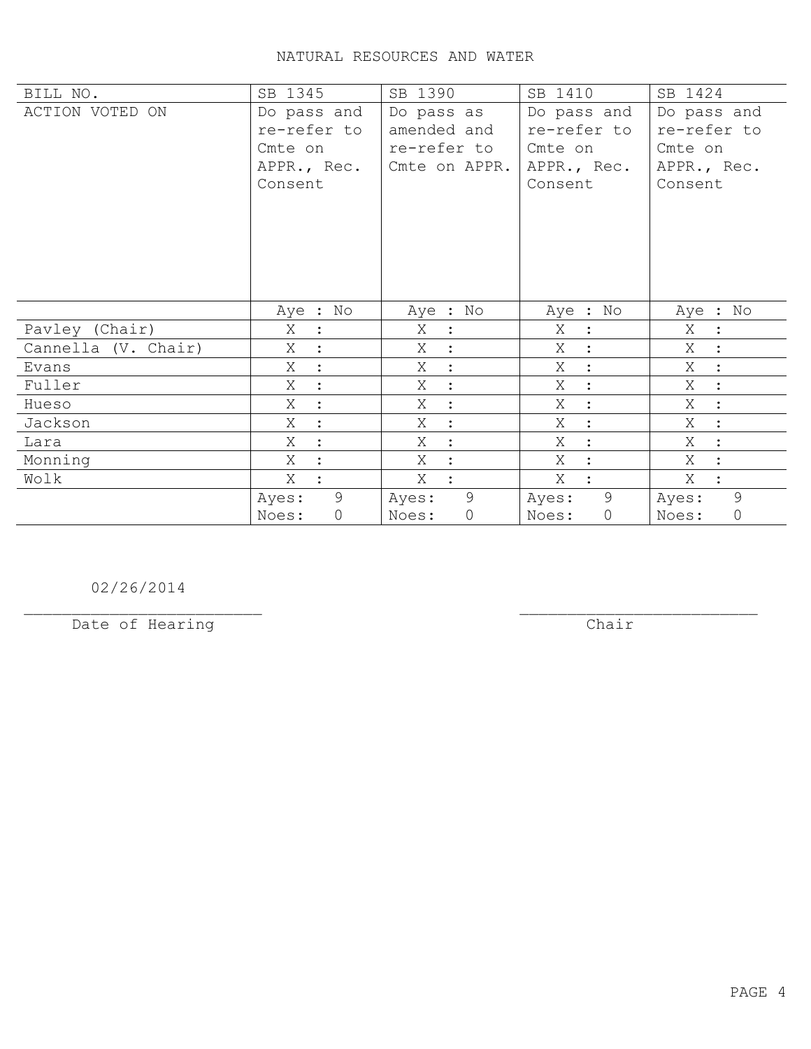# NATURAL RESOURCES AND WATER

| BILL NO. | SB 1345 | SB 1390 | SB 1410 | SB 1424 |
|---|---|---|---|---|
| ACTION VOTED ON | Do pass and re-refer to Cmte on APPR., Rec. Consent | Do pass as amended and re-refer to Cmte on APPR. | Do pass and re-refer to Cmte on APPR., Rec. Consent | Do pass and re-refer to Cmte on APPR., Rec. Consent |
| | Aye : No | Aye : No | Aye : No | Aye : No |
| Pavley (Chair) | X : | X : | X : | X : |
| Cannella (V. Chair) | X : | X : | X : | X : |
| Evans | X : | X : | X : | X : |
| Fuller | X : | X : | X : | X : |
| Hueso | X : | X : | X : | X : |
| Jackson | X : | X : | X : | X : |
| Lara | X : | X : | X : | X : |
| Monning | X : | X : | X : | X : |
| Wolk | X : | X : | X : | X : |
| | Ayes: 9 Noes: 0 | Ayes: 9 Noes: 0 | Ayes: 9 Noes: 0 | Ayes: 9 Noes: 0 |

02/26/2014
_________________________
Date of Hearing

_________________________
Chair